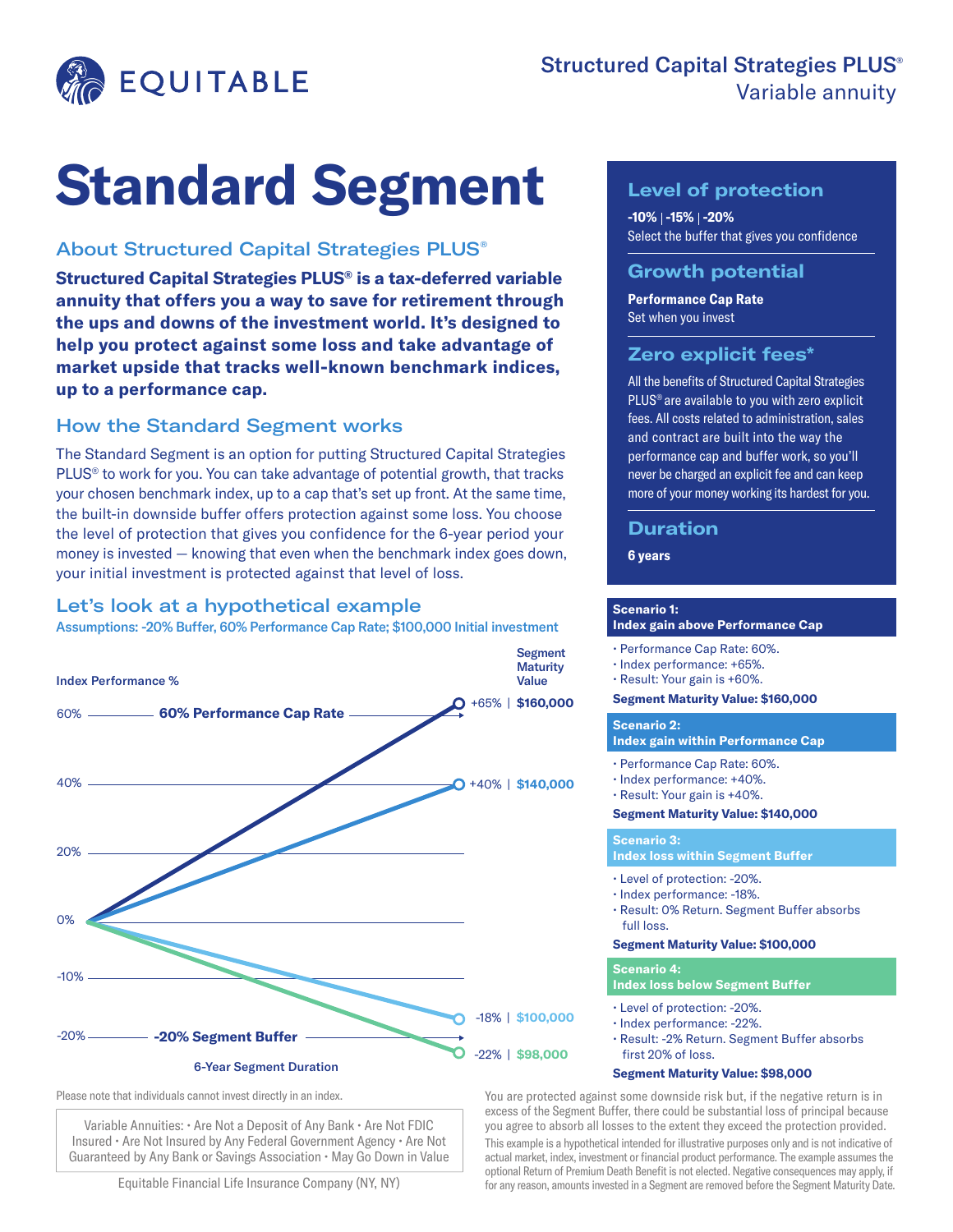EQUITABLE

**Structured Capital Strategies PLUS®**
Variable annuity

# Standard Segment

## About Structured Capital Strategies PLUS®

**Structured Capital Strategies PLUS® is a tax-deferred variable annuity that offers you a way to save for retirement through the ups and downs of the investment world. It's designed to help you protect against some loss and take advantage of market upside that tracks well-known benchmark indices, up to a performance cap.**

## How the Standard Segment works

The Standard Segment is an option for putting Structured Capital Strategies PLUS® to work for you. You can take advantage of potential growth, that tracks your chosen benchmark index, up to a cap that's set up front. At the same time, the built-in downside buffer offers protection against some loss. You choose the level of protection that gives you confidence for the 6-year period your money is invested — knowing that even when the benchmark index goes down, your initial investment is protected against that level of loss.

## Let's look at a hypothetical example

**Assumptions: -20% Buffer, 60% Performance Cap Rate; $100,000 Initial investment**

| Index Performance % | Segment Maturity Value |
|---|---|
| +65% | $160,000 |
| +40% | $140,000 |
| -18% | $100,000 |
| -22% | $98,000 |

60% Performance Cap Rate

-20% Segment Buffer

6-Year Segment Duration

Please note that individuals cannot invest directly in an index.

Variable Annuities: • Are Not a Deposit of Any Bank • Are Not FDIC Insured • Are Not Insured by Any Federal Government Agency • Are Not Guaranteed by Any Bank or Savings Association • May Go Down in Value

Equitable Financial Life Insurance Company (NY, NY)

## Level of protection

**-10% | -15% | -20%**
Select the buffer that gives you confidence

## Growth potential

**Performance Cap Rate**
Set when you invest

## Zero explicit fees*

All the benefits of Structured Capital Strategies PLUS® are available to you with zero explicit fees. All costs related to administration, sales and contract are built into the way the performance cap and buffer work, so you'll never be charged an explicit fee and can keep more of your money working its hardest for you.

## Duration

**6 years**

**Scenario 1:**
**Index gain above Performance Cap**

- Performance Cap Rate: 60%.
- Index performance: +65%.
- Result: Your gain is +60%.

**Segment Maturity Value: $160,000**

**Scenario 2:**
**Index gain within Performance Cap**

- Performance Cap Rate: 60%.
- Index performance: +40%.
- Result: Your gain is +40%.

**Segment Maturity Value: $140,000**

**Scenario 3:**
**Index loss within Segment Buffer**

- Level of protection: -20%.
- Index performance: -18%.
- Result: 0% Return. Segment Buffer absorbs full loss.

**Segment Maturity Value: $100,000**

**Scenario 4:**
**Index loss below Segment Buffer**

- Level of protection: -20%.
- Index performance: -22%.
- Result: -2% Return. Segment Buffer absorbs first 20% of loss.

**Segment Maturity Value: $98,000**

You are protected against some downside risk but, if the negative return is in excess of the Segment Buffer, there could be substantial loss of principal because you agree to absorb all losses to the extent they exceed the protection provided.

This example is a hypothetical intended for illustrative purposes only and is not indicative of actual market, index, investment or financial product performance. The example assumes the optional Return of Premium Death Benefit is not elected. Negative consequences may apply, if for any reason, amounts invested in a Segment are removed before the Segment Maturity Date.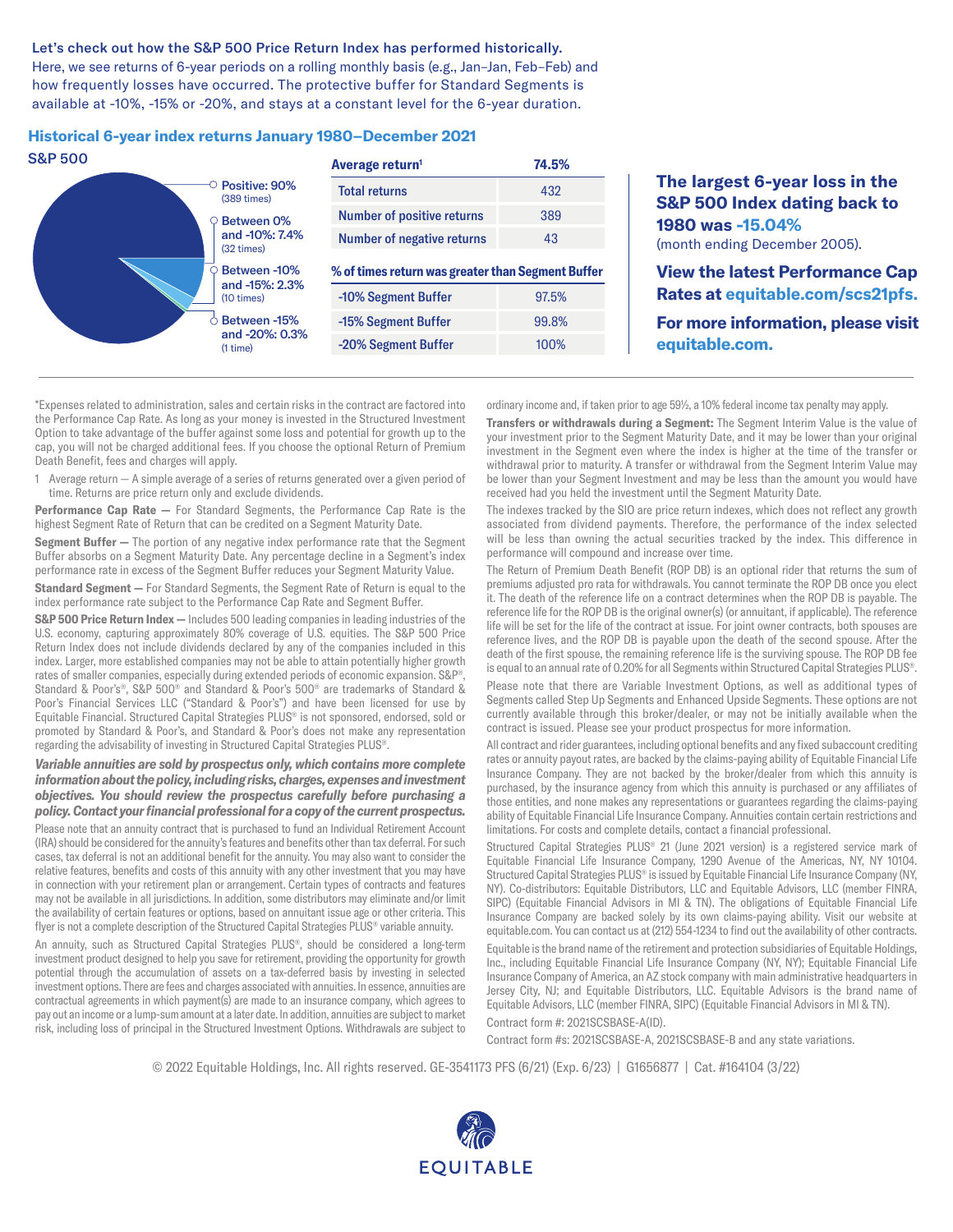**Let's check out how the S&P 500 Price Return Index has performed historically.**
Here, we see returns of 6-year periods on a rolling monthly basis (e.g., Jan–Jan, Feb–Feb) and how frequently losses have occurred. The protective buffer for Standard Segments is available at -10%, -15% or -20%, and stays at a constant level for the 6-year duration.

## Historical 6-year index returns January 1980–December 2021

**S&P 500**

Positive: 90% (389 times)
Between 0% and -10%: 7.4% (32 times)
Between -10% and -15%: 2.3% (10 times)
Between -15% and -20%: 0.3% (1 time)

| Average return[1] | 74.5% |
|---|---|
| Total returns | 432 |
| Number of positive returns | 389 |
| Number of negative returns | 43 |
| **% of times return was greater than Segment Buffer** | |
| -10% Segment Buffer | 97.5% |
| -15% Segment Buffer | 99.8% |
| -20% Segment Buffer | 100% |

**The largest 6-year loss in the S&P 500 Index dating back to 1980 was -15.04%**
(month ending December 2005).

**View the latest Performance Cap Rates at equitable.com/scs21pfs.**

**For more information, please visit equitable.com.**

---

*Expenses related to administration, sales and certain risks in the contract are factored into the Performance Cap Rate. As long as your money is invested in the Structured Investment Option to take advantage of the buffer against some loss and potential for growth up to the cap, you will not be charged additional fees. If you choose the optional Return of Premium Death Benefit, fees and charges will apply.

1 Average return — A simple average of a series of returns generated over a given period of time. Returns are price return only and exclude dividends.

**Performance Cap Rate —** For Standard Segments, the Performance Cap Rate is the highest Segment Rate of Return that can be credited on a Segment Maturity Date.

**Segment Buffer —** The portion of any negative index performance rate that the Segment Buffer absorbs on a Segment Maturity Date. Any percentage decline in a Segment's index performance rate in excess of the Segment Buffer reduces your Segment Maturity Value.

**Standard Segment —** For Standard Segments, the Segment Rate of Return is equal to the index performance rate subject to the Performance Cap Rate and Segment Buffer.

**S&P 500 Price Return Index —** Includes 500 leading companies in leading industries of the U.S. economy, capturing approximately 80% coverage of U.S. equities. The S&P 500 Price Return Index does not include dividends declared by any of the companies included in this index. Larger, more established companies may not be able to attain potentially higher growth rates of smaller companies, especially during extended periods of economic expansion. S&P®, Standard & Poor's®, S&P 500® and Standard & Poor's 500® are trademarks of Standard & Poor's Financial Services LLC ("Standard & Poor's") and have been licensed for use by Equitable Financial. Structured Capital Strategies PLUS® is not sponsored, endorsed, sold or promoted by Standard & Poor's, and Standard & Poor's does not make any representation regarding the advisability of investing in Structured Capital Strategies PLUS®.

***Variable annuities are sold by prospectus only, which contains more complete information about the policy, including risks, charges, expenses and investment objectives. You should review the prospectus carefully before purchasing a policy. Contact your financial professional for a copy of the current prospectus.***

Please note that an annuity contract that is purchased to fund an Individual Retirement Account (IRA) should be considered for the annuity's features and benefits other than tax deferral. For such cases, tax deferral is not an additional benefit for the annuity. You may also want to consider the relative features, benefits and costs of this annuity with any other investment that you may have in connection with your retirement plan or arrangement. Certain types of contracts and features may not be available in all jurisdictions. In addition, some distributors may eliminate and/or limit the availability of certain features or options, based on annuitant issue age or other criteria. This flyer is not a complete description of the Structured Capital Strategies PLUS® variable annuity.

An annuity, such as Structured Capital Strategies PLUS®, should be considered a long-term investment product designed to help you save for retirement, providing the opportunity for growth potential through the accumulation of assets on a tax-deferred basis by investing in selected investment options. There are fees and charges associated with annuities. In essence, annuities are contractual agreements in which payment(s) are made to an insurance company, which agrees to pay out an income or a lump-sum amount at a later date. In addition, annuities are subject to market risk, including loss of principal in the Structured Investment Options. Withdrawals are subject to ordinary income and, if taken prior to age 59½, a 10% federal income tax penalty may apply.

**Transfers or withdrawals during a Segment:** The Segment Interim Value is the value of your investment prior to the Segment Maturity Date, and it may be lower than your original investment in the Segment even where the index is higher at the time of the transfer or withdrawal prior to maturity. A transfer or withdrawal from the Segment Interim Value may be lower than your Segment Investment and may be less than the amount you would have received had you held the investment until the Segment Maturity Date.

The indexes tracked by the SIO are price return indexes, which does not reflect any growth associated from dividend payments. Therefore, the performance of the index selected will be less than owning the actual securities tracked by the index. This difference in performance will compound and increase over time.

The Return of Premium Death Benefit (ROP DB) is an optional rider that returns the sum of premiums adjusted pro rata for withdrawals. You cannot terminate the ROP DB once you elect it. The death of the reference life on a contract determines when the ROP DB is payable. The reference life for the ROP DB is the original owner(s) (or annuitant, if applicable). The reference life will be set for the life of the contract at issue. For joint owner contracts, both spouses are reference lives, and the ROP DB is payable upon the death of the second spouse. After the death of the first spouse, the remaining reference life is the surviving spouse. The ROP DB fee is equal to an annual rate of 0.20% for all Segments within Structured Capital Strategies PLUS®.

Please note that there are Variable Investment Options, as well as additional types of Segments called Step Up Segments and Enhanced Upside Segments. These options are not currently available through this broker/dealer, or may not be initially available when the contract is issued. Please see your product prospectus for more information.

All contract and rider guarantees, including optional benefits and any fixed subaccount crediting rates or annuity payout rates, are backed by the claims-paying ability of Equitable Financial Life Insurance Company. They are not backed by the broker/dealer from which this annuity is purchased, by the insurance agency from which this annuity is purchased or any affiliates of those entities, and none makes any representations or guarantees regarding the claims-paying ability of Equitable Financial Life Insurance Company. Annuities contain certain restrictions and limitations. For costs and complete details, contact a financial professional.

Structured Capital Strategies PLUS® 21 (June 2021 version) is a registered service mark of Equitable Financial Life Insurance Company, 1290 Avenue of the Americas, NY, NY 10104. Structured Capital Strategies PLUS® is issued by Equitable Financial Life Insurance Company (NY, NY). Co-distributors: Equitable Distributors, LLC and Equitable Advisors, LLC (member FINRA, SIPC) (Equitable Financial Advisors in MI & TN). The obligations of Equitable Financial Life Insurance Company are backed solely by its own claims-paying ability. Visit our website at equitable.com. You can contact us at (212) 554-1234 to find out the availability of other contracts.

Equitable is the brand name of the retirement and protection subsidiaries of Equitable Holdings, Inc., including Equitable Financial Life Insurance Company (NY, NY); Equitable Financial Life Insurance Company of America, an AZ stock company with main administrative headquarters in Jersey City, NJ; and Equitable Distributors, LLC. Equitable Advisors is the brand name of Equitable Advisors, LLC (member FINRA, SIPC) (Equitable Financial Advisors in MI & TN).

Contract form #: 2021SCSBASE-A(ID).

Contract form #s: 2021SCSBASE-A, 2021SCSBASE-B and any state variations.

© 2022 Equitable Holdings, Inc. All rights reserved. GE-3541173 PFS (6/21) (Exp. 6/23) | G1656877 | Cat. #164104 (3/22)

EQUITABLE